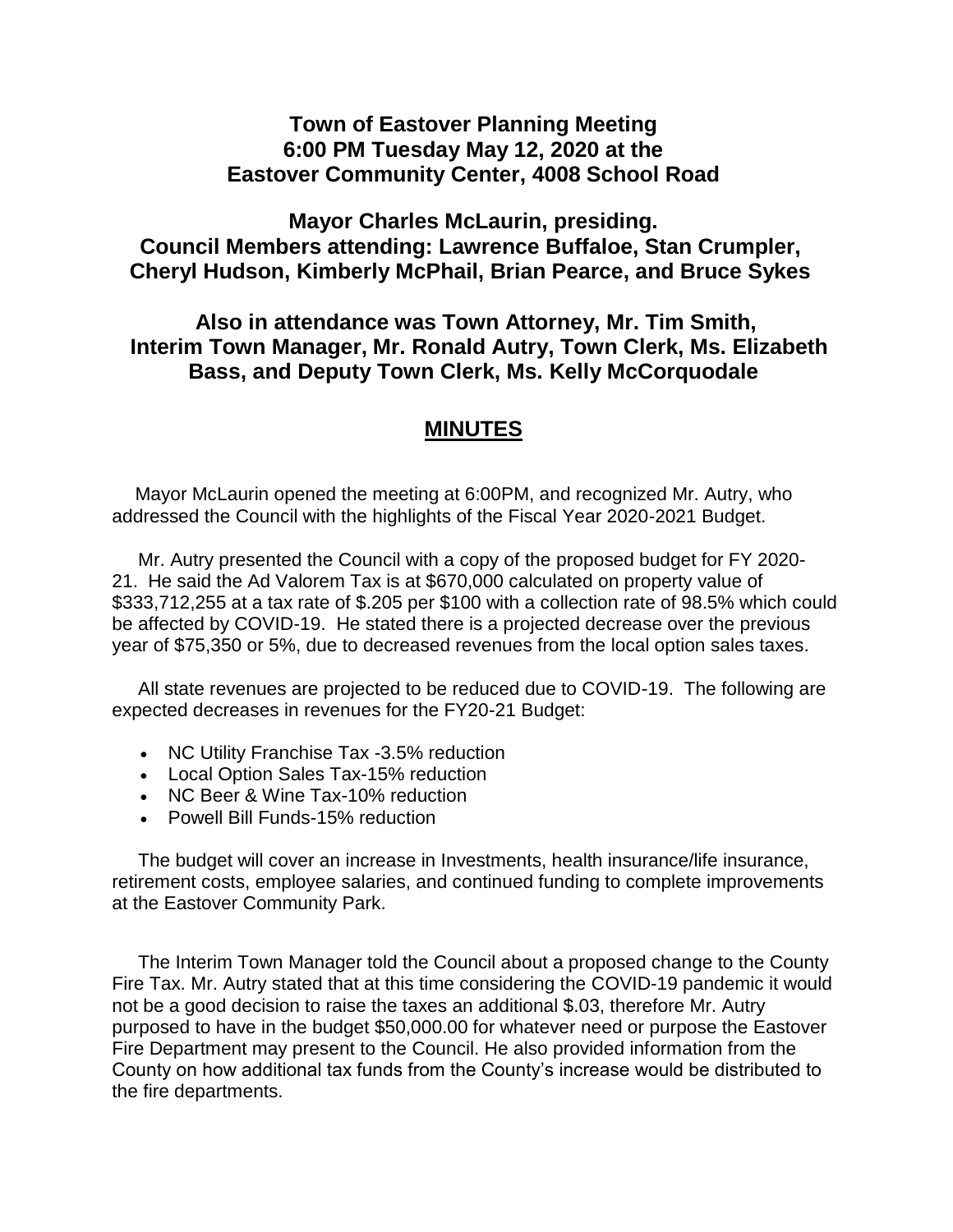# Town of Eastover Planning Meeting
# 6:00 PM Tuesday May 12, 2020 at the
# Eastover Community Center, 4008 School Road

## Mayor Charles McLaurin, presiding.
## Council Members attending: Lawrence Buffaloe, Stan Crumpler, Cheryl Hudson, Kimberly McPhail, Brian Pearce, and Bruce Sykes

## Also in attendance was Town Attorney, Mr. Tim Smith, Interim Town Manager, Mr. Ronald Autry, Town Clerk, Ms. Elizabeth Bass, and Deputy Town Clerk, Ms. Kelly McCorquodale

## MINUTES

Mayor McLaurin opened the meeting at 6:00PM, and recognized Mr. Autry, who addressed the Council with the highlights of the Fiscal Year 2020-2021 Budget.

Mr. Autry presented the Council with a copy of the proposed budget for FY 2020-21. He said the Ad Valorem Tax is at $670,000 calculated on property value of $333,712,255 at a tax rate of $.205 per $100 with a collection rate of 98.5% which could be affected by COVID-19. He stated there is a projected decrease over the previous year of $75,350 or 5%, due to decreased revenues from the local option sales taxes.

All state revenues are projected to be reduced due to COVID-19. The following are expected decreases in revenues for the FY20-21 Budget:

- NC Utility Franchise Tax -3.5% reduction
- Local Option Sales Tax-15% reduction
- NC Beer & Wine Tax-10% reduction
- Powell Bill Funds-15% reduction

The budget will cover an increase in Investments, health insurance/life insurance, retirement costs, employee salaries, and continued funding to complete improvements at the Eastover Community Park.

The Interim Town Manager told the Council about a proposed change to the County Fire Tax. Mr. Autry stated that at this time considering the COVID-19 pandemic it would not be a good decision to raise the taxes an additional $.03, therefore Mr. Autry purposed to have in the budget $50,000.00 for whatever need or purpose the Eastover Fire Department may present to the Council. He also provided information from the County on how additional tax funds from the County's increase would be distributed to the fire departments.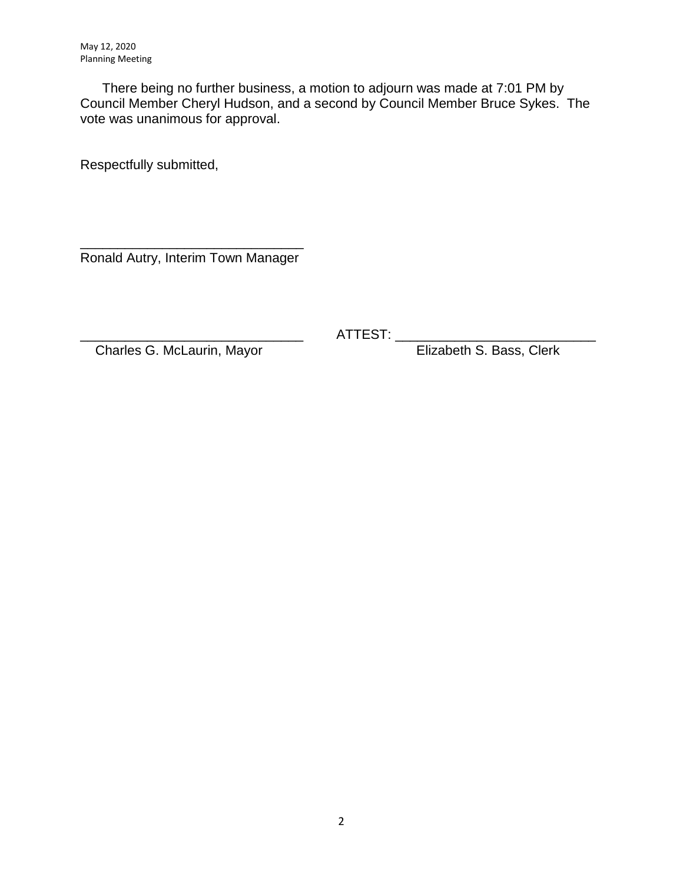There being no further business, a motion to adjourn was made at 7:01 PM by Council Member Cheryl Hudson, and a second by Council Member Bruce Sykes. The vote was unanimous for approval.

Respectfully submitted,

______________________________
Ronald Autry, Interim Town Manager

______________________________ ATTEST: ___________________________
Charles G. McLaurin, Mayor Elizabeth S. Bass, Clerk